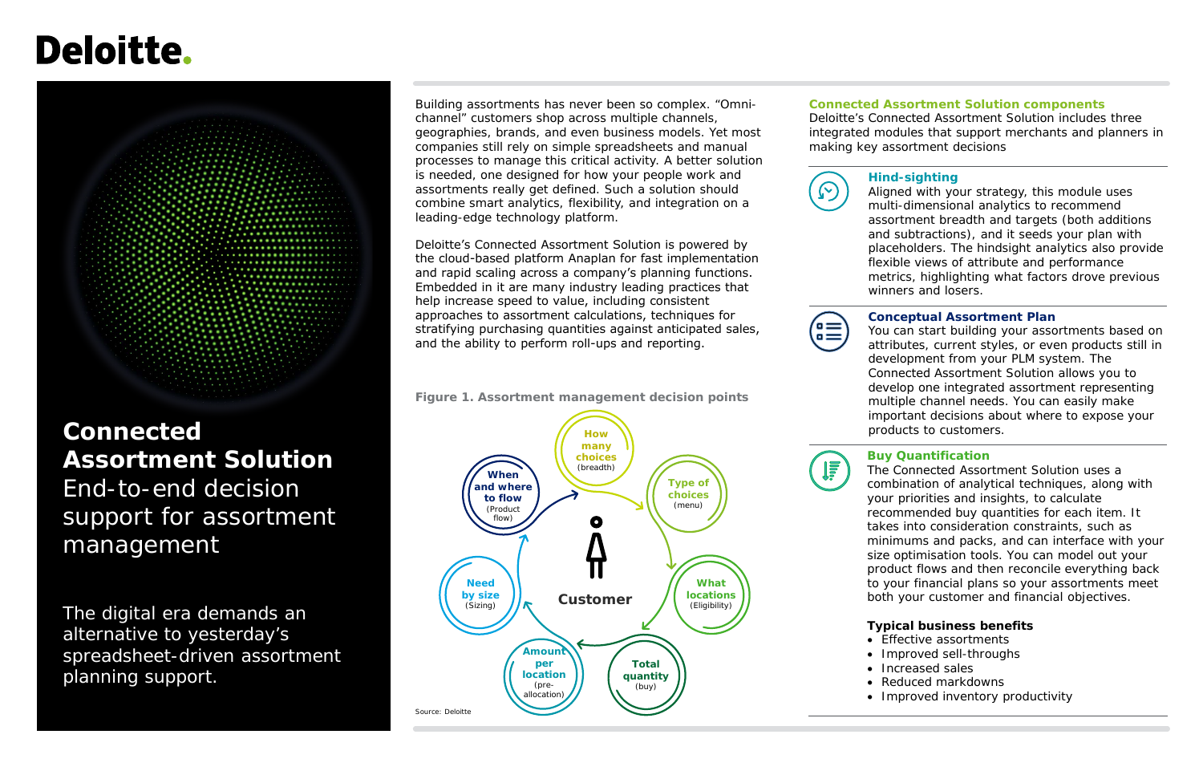Deloitte.

# Connected Assortment Solution

End-to-end decision support for assortment management

The digital era demands an alternative to yesterday's spreadsheet-driven assortment planning support.

Building assortments has never been so complex. "Omni-channel" customers shop across multiple channels, geographies, brands, and even business models. Yet most companies still rely on simple spreadsheets and manual processes to manage this critical activity. A better solution is needed, one designed for how your people work and assortments really get defined. Such a solution should combine smart analytics, flexibility, and integration on a leading-edge technology platform.

Deloitte's Connected Assortment Solution is powered by the cloud-based platform Anaplan for fast implementation and rapid scaling across a company's planning functions. Embedded in it are many industry leading practices that help increase speed to value, including consistent approaches to assortment calculations, techniques for stratifying purchasing quantities against anticipated sales, and the ability to perform roll-ups and reporting.

**Figure 1. Assortment management decision points**

Customer

- **How many choices** (breadth)
- **Type of choices** (menu)
- **What locations** (Eligibility)
- **Total quantity** (buy)
- **Amount per location** (pre-allocation)
- **Need by size** (Sizing)
- **When and where to flow** (Product flow)

Source: Deloitte

## Connected Assortment Solution components

Deloitte's Connected Assortment Solution includes three integrated modules that support merchants and planners in making key assortment decisions

### Hind-sighting

Aligned with your strategy, this module uses multi-dimensional analytics to recommend assortment breadth and targets (both additions and subtractions), and it seeds your plan with placeholders. The hindsight analytics also provide flexible views of attribute and performance metrics, highlighting what factors drove previous winners and losers.

### Conceptual Assortment Plan

You can start building your assortments based on attributes, current styles, or even products still in development from your PLM system. The Connected Assortment Solution allows you to develop one integrated assortment representing multiple channel needs. You can easily make important decisions about where to expose your products to customers.

### Buy Quantification

The Connected Assortment Solution uses a combination of analytical techniques, along with your priorities and insights, to calculate recommended buy quantities for each item. It takes into consideration constraints, such as minimums and packs, and can interface with your size optimisation tools. You can model out your product flows and then reconcile everything back to your financial plans so your assortments meet both your customer and financial objectives.

**Typical business benefits**

- Effective assortments
- Improved sell-throughs
- Increased sales
- Reduced markdowns
- Improved inventory productivity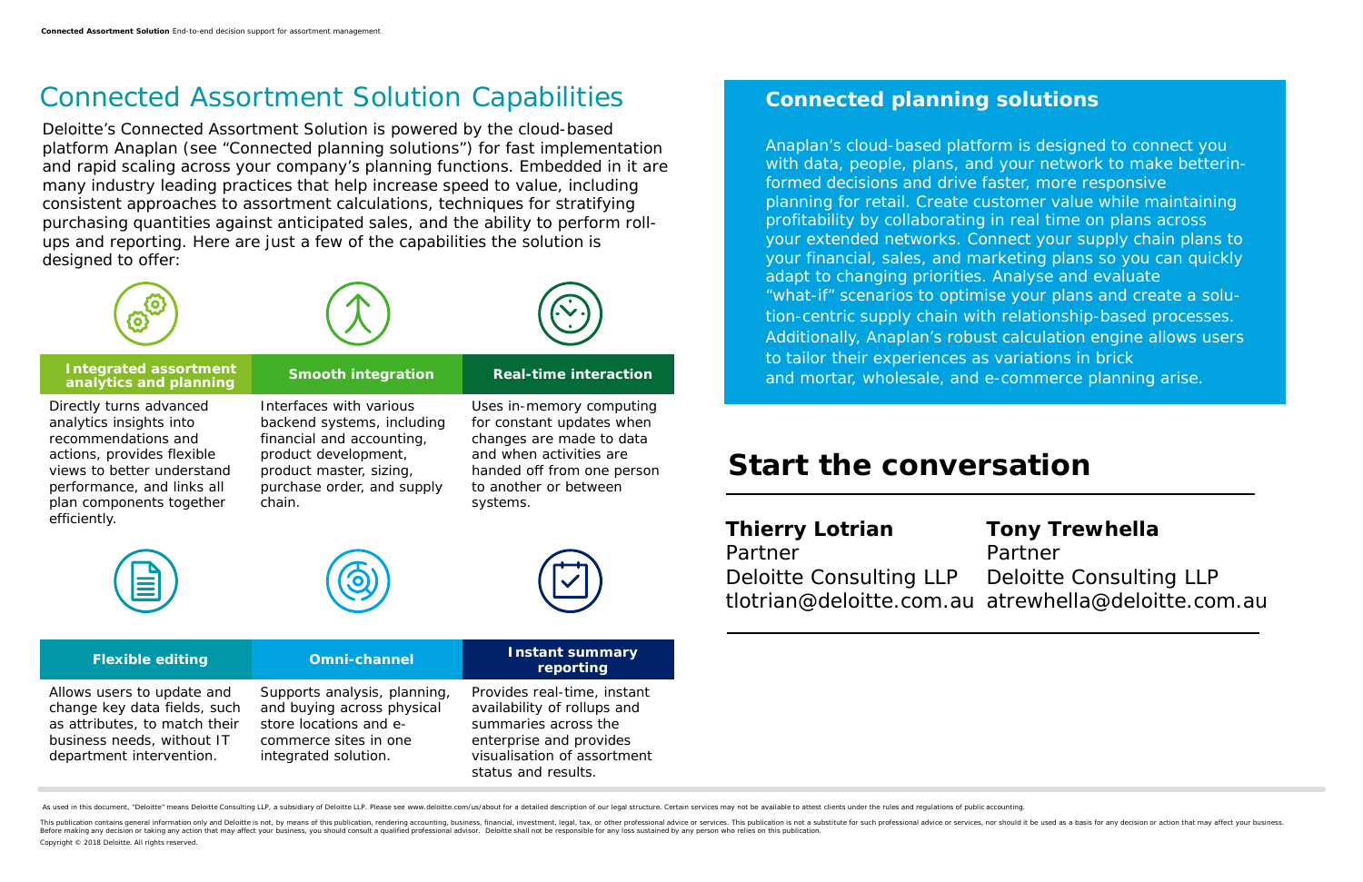# Connected Assortment Solution Capabilities

Deloitte's Connected Assortment Solution is powered by the cloud-based platform Anaplan (see "Connected planning solutions") for fast implementation and rapid scaling across your company's planning functions. Embedded in it are many industry leading practices that help increase speed to value, including consistent approaches to assortment calculations, techniques for stratifying purchasing quantities against anticipated sales, and the ability to perform roll-ups and reporting. Here are just a few of the capabilities the solution is designed to offer:

### Integrated assortment analytics and planning

Directly turns advanced analytics insights into recommendations and actions, provides flexible views to better understand performance, and links all plan components together efficiently.

### Smooth integration

Interfaces with various backend systems, including financial and accounting, product development, product master, sizing, purchase order, and supply chain.

### Real-time interaction

Uses in-memory computing for constant updates when changes are made to data and when activities are handed off from one person to another or between systems.

### Flexible editing

Allows users to update and change key data fields, such as attributes, to match their business needs, without IT department intervention.

### Omni-channel

Supports analysis, planning, and buying across physical store locations and e-commerce sites in one integrated solution.

### Instant summary reporting

Provides real-time, instant availability of rollups and summaries across the enterprise and provides visualisation of assortment status and results.

## Connected planning solutions

Anaplan's cloud-based platform is designed to connect you with data, people, plans, and your network to make betterinformed decisions and drive faster, more responsive planning for retail. Create customer value while maintaining profitability by collaborating in real time on plans across your extended networks. Connect your supply chain plans to your financial, sales, and marketing plans so you can quickly adapt to changing priorities. Analyse and evaluate "what-if" scenarios to optimise your plans and create a solution-centric supply chain with relationship-based processes. Additionally, Anaplan's robust calculation engine allows users to tailor their experiences as variations in brick and mortar, wholesale, and e-commerce planning arise.

# Start the conversation

**Thierry Lotrian**
Partner
Deloitte Consulting LLP
tlotrian@deloitte.com.au

**Tony Trewhella**
Partner
Deloitte Consulting LLP
atrewhella@deloitte.com.au

As used in this document, "Deloitte" means Deloitte Consulting LLP, a subsidiary of Deloitte LLP. Please see www.deloitte.com/us/about for a detailed description of our legal structure. Certain services may not be available to attest clients under the rules and regulations of public accounting.

This publication contains general information only and Deloitte is not, by means of this publication, rendering accounting, business, financial, investment, legal, tax, or other professional advice or services. This publication is not a substitute for such professional advice or services, nor should it be used as a basis for any decision or action that may affect your business. Before making any decision or taking any action that may affect your business, you should consult a qualified professional advisor. Deloitte shall not be responsible for any loss sustained by any person who relies on this publication.

Copyright © 2018 Deloitte. All rights reserved.